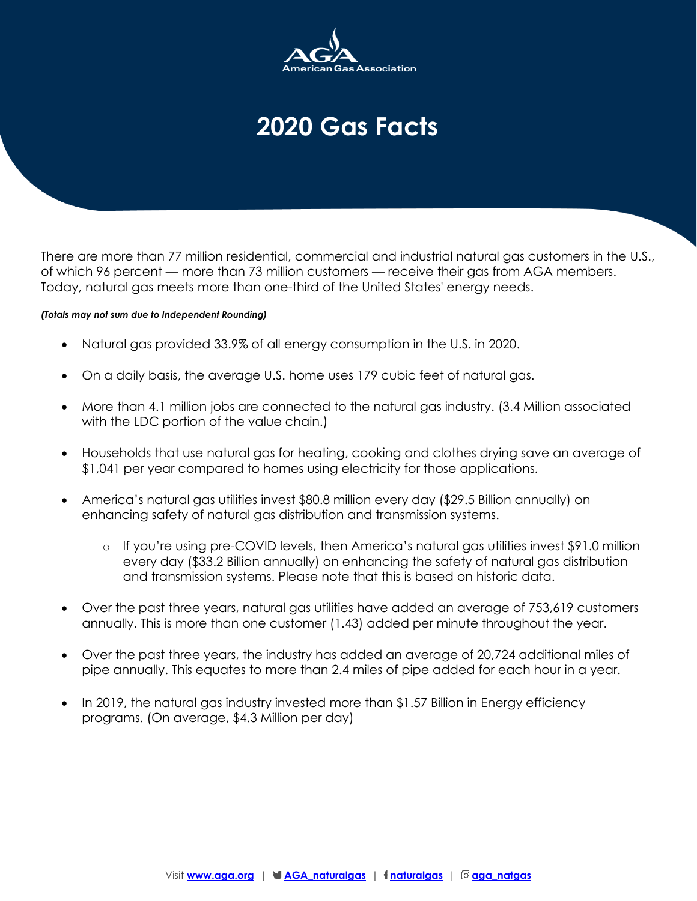AGA
American Gas Association

# 2020 Gas Facts

There are more than 77 million residential, commercial and industrial natural gas customers in the U.S., of which 96 percent — more than 73 million customers — receive their gas from AGA members. Today, natural gas meets more than one-third of the United States' energy needs.

***(Totals may not sum due to Independent Rounding)***

- Natural gas provided 33.9% of all energy consumption in the U.S. in 2020.
- On a daily basis, the average U.S. home uses 179 cubic feet of natural gas.
- More than 4.1 million jobs are connected to the natural gas industry. (3.4 Million associated with the LDC portion of the value chain.)
- Households that use natural gas for heating, cooking and clothes drying save an average of $1,041 per year compared to homes using electricity for those applications.
- America's natural gas utilities invest $80.8 million every day ($29.5 Billion annually) on enhancing safety of natural gas distribution and transmission systems.
    - If you're using pre-COVID levels, then America's natural gas utilities invest $91.0 million every day ($33.2 Billion annually) on enhancing the safety of natural gas distribution and transmission systems. Please note that this is based on historic data.
- Over the past three years, natural gas utilities have added an average of 753,619 customers annually. This is more than one customer (1.43) added per minute throughout the year.
- Over the past three years, the industry has added an average of 20,724 additional miles of pipe annually. This equates to more than 2.4 miles of pipe added for each hour in a year.
- In 2019, the natural gas industry invested more than $1.57 Billion in Energy efficiency programs. (On average, $4.3 Million per day)

Visit **www.aga.org** | **AGA_naturalgas** | **naturalgas** | **aga_natgas**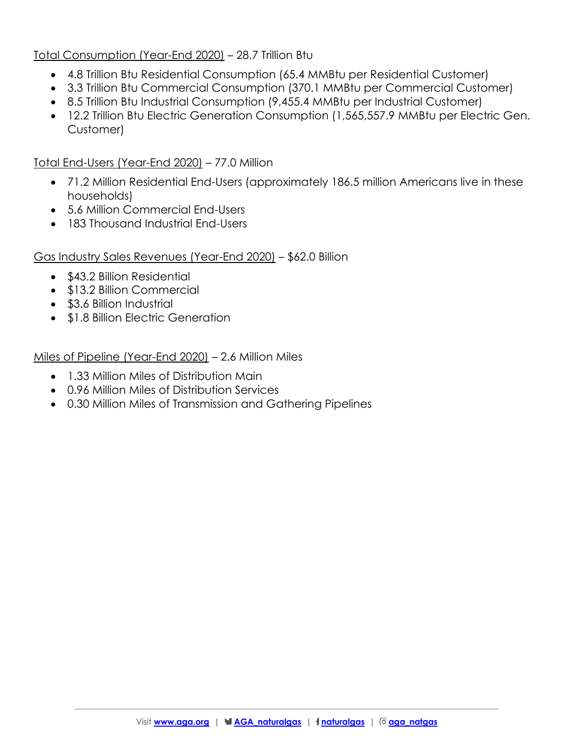<u>Total Consumption (Year-End 2020)</u> – 28.7 Trillion Btu

- 4.8 Trillion Btu Residential Consumption (65.4 MMBtu per Residential Customer)
- 3.3 Trillion Btu Commercial Consumption (370.1 MMBtu per Commercial Customer)
- 8.5 Trillion Btu Industrial Consumption (9,455.4 MMBtu per Industrial Customer)
- 12.2 Trillion Btu Electric Generation Consumption (1,565,557.9 MMBtu per Electric Gen. Customer)

<u>Total End-Users (Year-End 2020)</u> – 77.0 Million

- 71.2 Million Residential End-Users (approximately 186.5 million Americans live in these households)
- 5.6 Million Commercial End-Users
- 183 Thousand Industrial End-Users

<u>Gas Industry Sales Revenues (Year-End 2020)</u> – $62.0 Billion

- $43.2 Billion Residential
- $13.2 Billion Commercial
- $3.6 Billion Industrial
- $1.8 Billion Electric Generation

<u>Miles of Pipeline (Year-End 2020)</u> – 2.6 Million Miles

- 1.33 Million Miles of Distribution Main
- 0.96 Million Miles of Distribution Services
- 0.30 Million Miles of Transmission and Gathering Pipelines